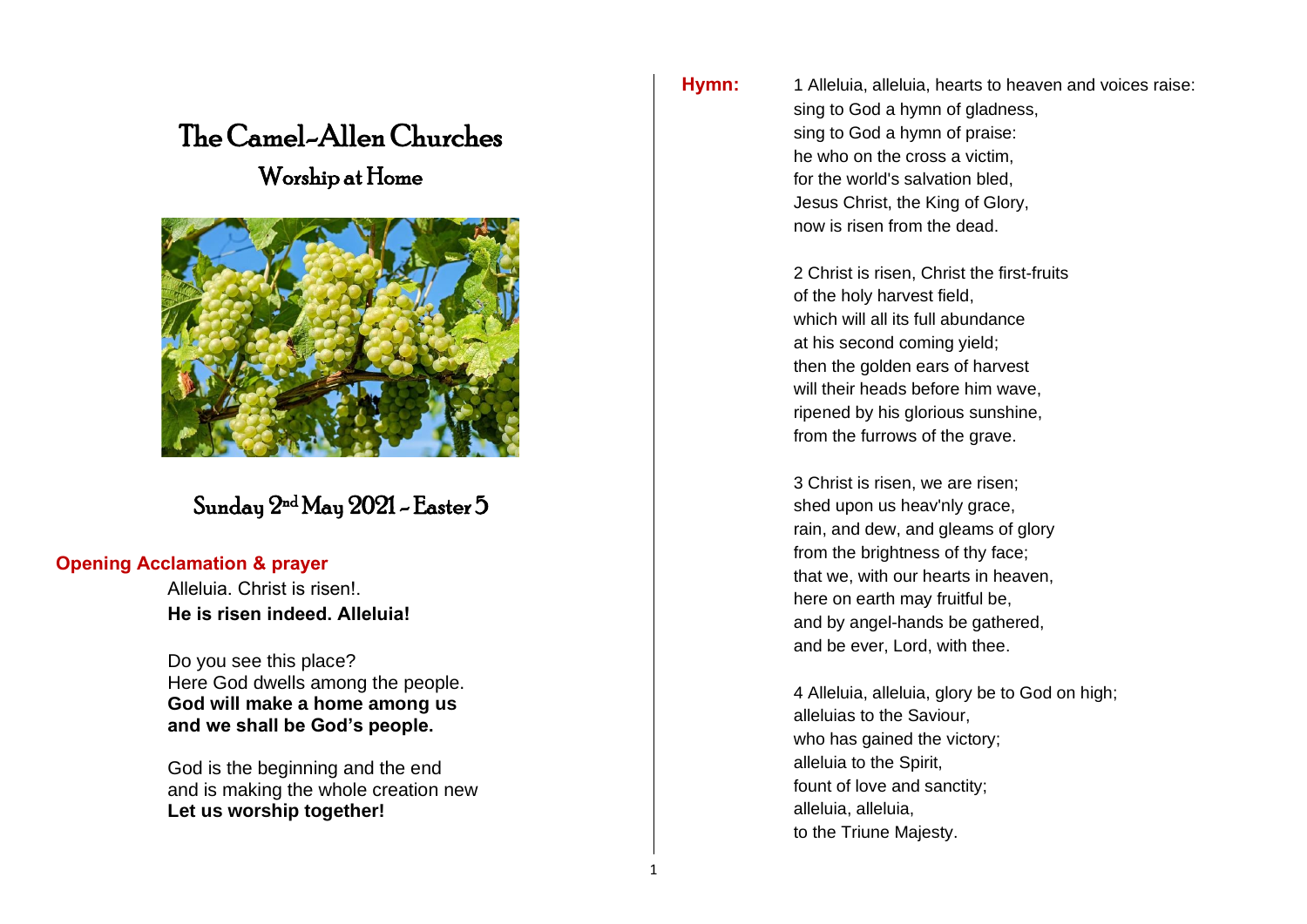# The Camel-Allen Churches

## Worship at Home

## Sunday 2nd May 2021 - Easter 5

### Opening Acclamation & prayer

Alleluia. Christ is risen!.
**He is risen indeed. Alleluia!**

Do you see this place?
Here God dwells among the people.
**God will make a home among us**
**and we shall be God's people.**

God is the beginning and the end
and is making the whole creation new
**Let us worship together!**

### Hymn:

1 Alleluia, alleluia, hearts to heaven and voices raise:
sing to God a hymn of gladness,
sing to God a hymn of praise:
he who on the cross a victim,
for the world's salvation bled,
Jesus Christ, the King of Glory,
now is risen from the dead.

2 Christ is risen, Christ the first-fruits
of the holy harvest field,
which will all its full abundance
at his second coming yield;
then the golden ears of harvest
will their heads before him wave,
ripened by his glorious sunshine,
from the furrows of the grave.

3 Christ is risen, we are risen;
shed upon us heav'nly grace,
rain, and dew, and gleams of glory
from the brightness of thy face;
that we, with our hearts in heaven,
here on earth may fruitful be,
and by angel-hands be gathered,
and be ever, Lord, with thee.

4 Alleluia, alleluia, glory be to God on high;
alleluias to the Saviour,
who has gained the victory;
alleluia to the Spirit,
fount of love and sanctity;
alleluia, alleluia,
to the Triune Majesty.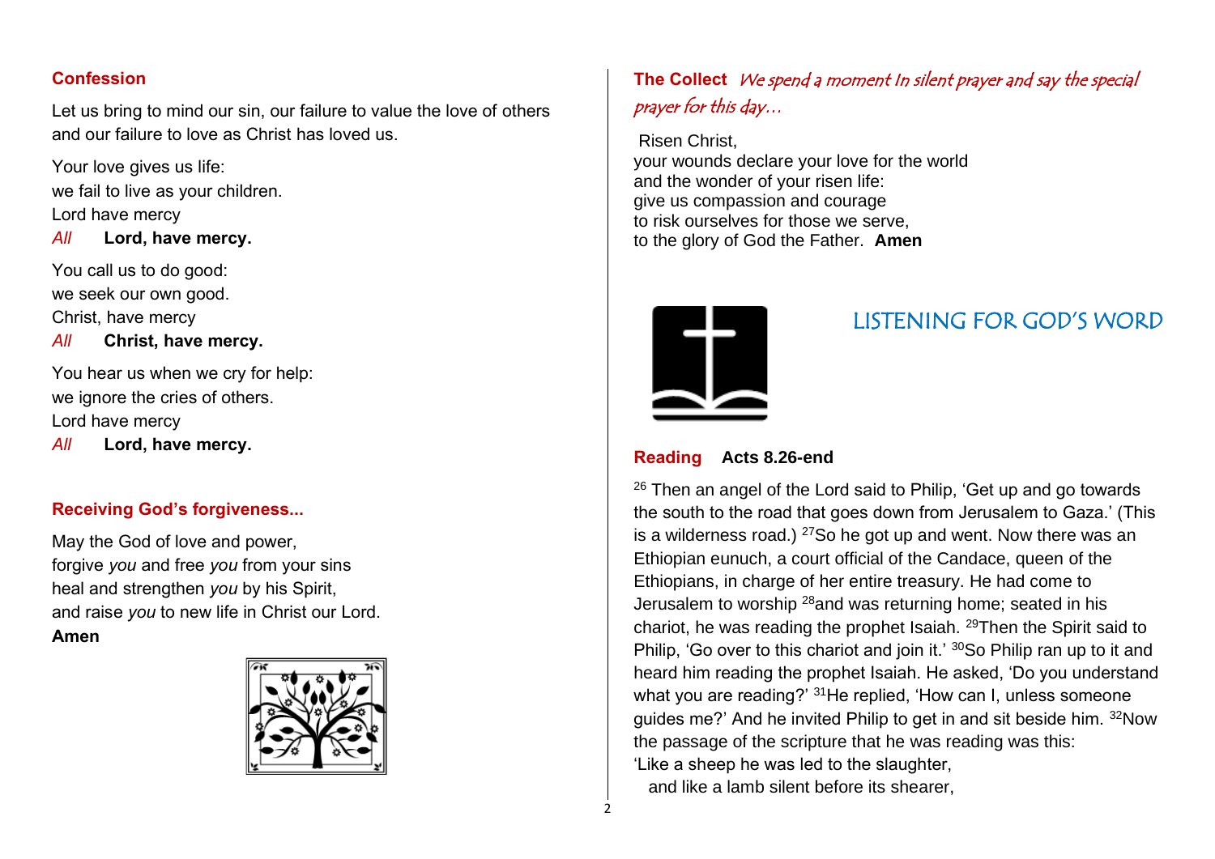## Confession

Let us bring to mind our sin, our failure to value the love of others and our failure to love as Christ has loved us.

Your love gives us life:
we fail to live as your children.
Lord have mercy
*All* **Lord, have mercy.**

You call us to do good:
we seek our own good.
Christ, have mercy
*All* **Christ, have mercy.**

You hear us when we cry for help:
we ignore the cries of others.
Lord have mercy
*All* **Lord, have mercy.**

## Receiving God's forgiveness...

May the God of love and power,
forgive *you* and free *you* from your sins
heal and strengthen *you* by his Spirit,
and raise *you* to new life in Christ our Lord.
**Amen**

## The Collect *We spend a moment In silent prayer and say the special prayer for this day…*

Risen Christ,
your wounds declare your love for the world
and the wonder of your risen life:
give us compassion and courage
to risk ourselves for those we serve,
to the glory of God the Father. **Amen**

# LISTENING FOR GOD'S WORD

## Reading **Acts 8.26-end**

[26] Then an angel of the Lord said to Philip, 'Get up and go towards the south to the road that goes down from Jerusalem to Gaza.' (This is a wilderness road.) [27]So he got up and went. Now there was an Ethiopian eunuch, a court official of the Candace, queen of the Ethiopians, in charge of her entire treasury. He had come to Jerusalem to worship [28]and was returning home; seated in his chariot, he was reading the prophet Isaiah. [29]Then the Spirit said to Philip, 'Go over to this chariot and join it.' [30]So Philip ran up to it and heard him reading the prophet Isaiah. He asked, 'Do you understand what you are reading?' [31]He replied, 'How can I, unless someone guides me?' And he invited Philip to get in and sit beside him. [32]Now the passage of the scripture that he was reading was this:
'Like a sheep he was led to the slaughter,
  and like a lamb silent before its shearer,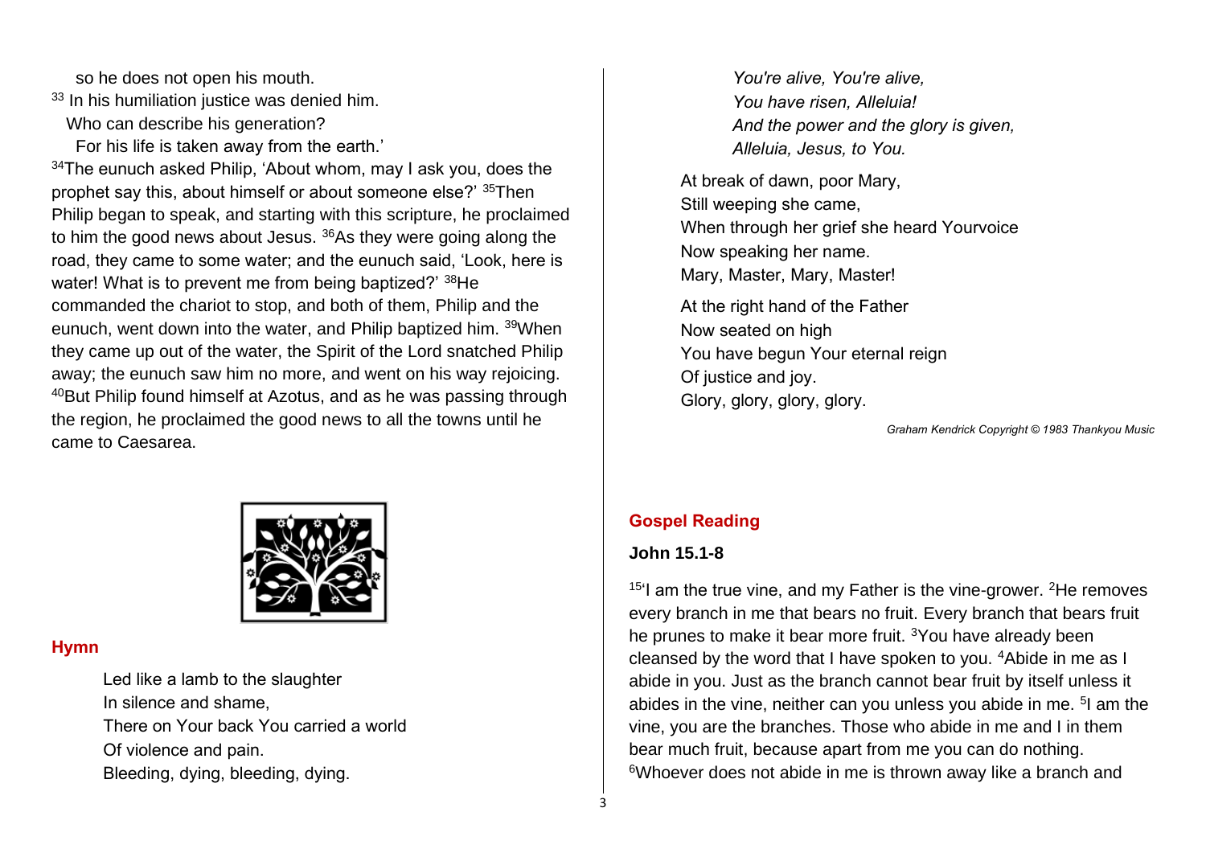so he does not open his mouth.
[33] In his humiliation justice was denied him.
Who can describe his generation?
For his life is taken away from the earth.'
[34]The eunuch asked Philip, 'About whom, may I ask you, does the prophet say this, about himself or about someone else?' [35]Then Philip began to speak, and starting with this scripture, he proclaimed to him the good news about Jesus. [36]As they were going along the road, they came to some water; and the eunuch said, 'Look, here is water! What is to prevent me from being baptized?' [38]He commanded the chariot to stop, and both of them, Philip and the eunuch, went down into the water, and Philip baptized him. [39]When they came up out of the water, the Spirit of the Lord snatched Philip away; the eunuch saw him no more, and went on his way rejoicing. [40]But Philip found himself at Azotus, and as he was passing through the region, he proclaimed the good news to all the towns until he came to Caesarea.

## Hymn

Led like a lamb to the slaughter
In silence and shame,
There on Your back You carried a world
Of violence and pain.
Bleeding, dying, bleeding, dying.

*You're alive, You're alive,*
*You have risen, Alleluia!*
*And the power and the glory is given,*
*Alleluia, Jesus, to You.*

At break of dawn, poor Mary,
Still weeping she came,
When through her grief she heard Yourvoice
Now speaking her name.
Mary, Master, Mary, Master!

At the right hand of the Father
Now seated on high
You have begun Your eternal reign
Of justice and joy.
Glory, glory, glory, glory.

*Graham Kendrick Copyright © 1983 Thankyou Music*

## Gospel Reading

**John 15.1-8**

[15]'I am the true vine, and my Father is the vine-grower. [2]He removes every branch in me that bears no fruit. Every branch that bears fruit he prunes to make it bear more fruit. [3]You have already been cleansed by the word that I have spoken to you. [4]Abide in me as I abide in you. Just as the branch cannot bear fruit by itself unless it abides in the vine, neither can you unless you abide in me. [5]I am the vine, you are the branches. Those who abide in me and I in them bear much fruit, because apart from me you can do nothing. [6]Whoever does not abide in me is thrown away like a branch and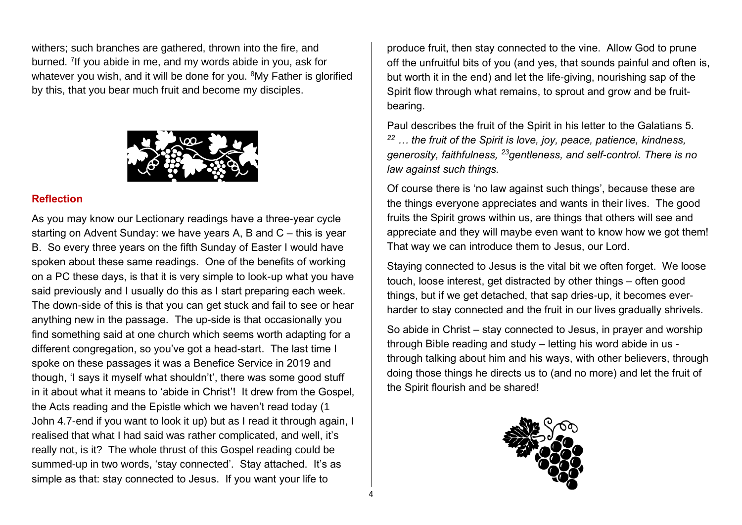withers; such branches are gathered, thrown into the fire, and burned. [7]If you abide in me, and my words abide in you, ask for whatever you wish, and it will be done for you. [8]My Father is glorified by this, that you bear much fruit and become my disciples.

## Reflection

As you may know our Lectionary readings have a three-year cycle starting on Advent Sunday: we have years A, B and C – this is year B. So every three years on the fifth Sunday of Easter I would have spoken about these same readings. One of the benefits of working on a PC these days, is that it is very simple to look-up what you have said previously and I usually do this as I start preparing each week. The down-side of this is that you can get stuck and fail to see or hear anything new in the passage. The up-side is that occasionally you find something said at one church which seems worth adapting for a different congregation, so you've got a head-start. The last time I spoke on these passages it was a Benefice Service in 2019 and though, 'I says it myself what shouldn't', there was some good stuff in it about what it means to 'abide in Christ'! It drew from the Gospel, the Acts reading and the Epistle which we haven't read today (1 John 4.7-end if you want to look it up) but as I read it through again, I realised that what I had said was rather complicated, and well, it's really not, is it? The whole thrust of this Gospel reading could be summed-up in two words, 'stay connected'. Stay attached. It's as simple as that: stay connected to Jesus. If you want your life to produce fruit, then stay connected to the vine. Allow God to prune off the unfruitful bits of you (and yes, that sounds painful and often is, but worth it in the end) and let the life-giving, nourishing sap of the Spirit flow through what remains, to sprout and grow and be fruit-bearing.

Paul describes the fruit of the Spirit in his letter to the Galatians 5. *[22] … the fruit of the Spirit is love, joy, peace, patience, kindness, generosity, faithfulness, [23]gentleness, and self-control. There is no law against such things.*

Of course there is 'no law against such things', because these are the things everyone appreciates and wants in their lives. The good fruits the Spirit grows within us, are things that others will see and appreciate and they will maybe even want to know how we got them! That way we can introduce them to Jesus, our Lord.

Staying connected to Jesus is the vital bit we often forget. We loose touch, loose interest, get distracted by other things – often good things, but if we get detached, that sap dries-up, it becomes ever-harder to stay connected and the fruit in our lives gradually shrivels.

So abide in Christ – stay connected to Jesus, in prayer and worship through Bible reading and study – letting his word abide in us - through talking about him and his ways, with other believers, through doing those things he directs us to (and no more) and let the fruit of the Spirit flourish and be shared!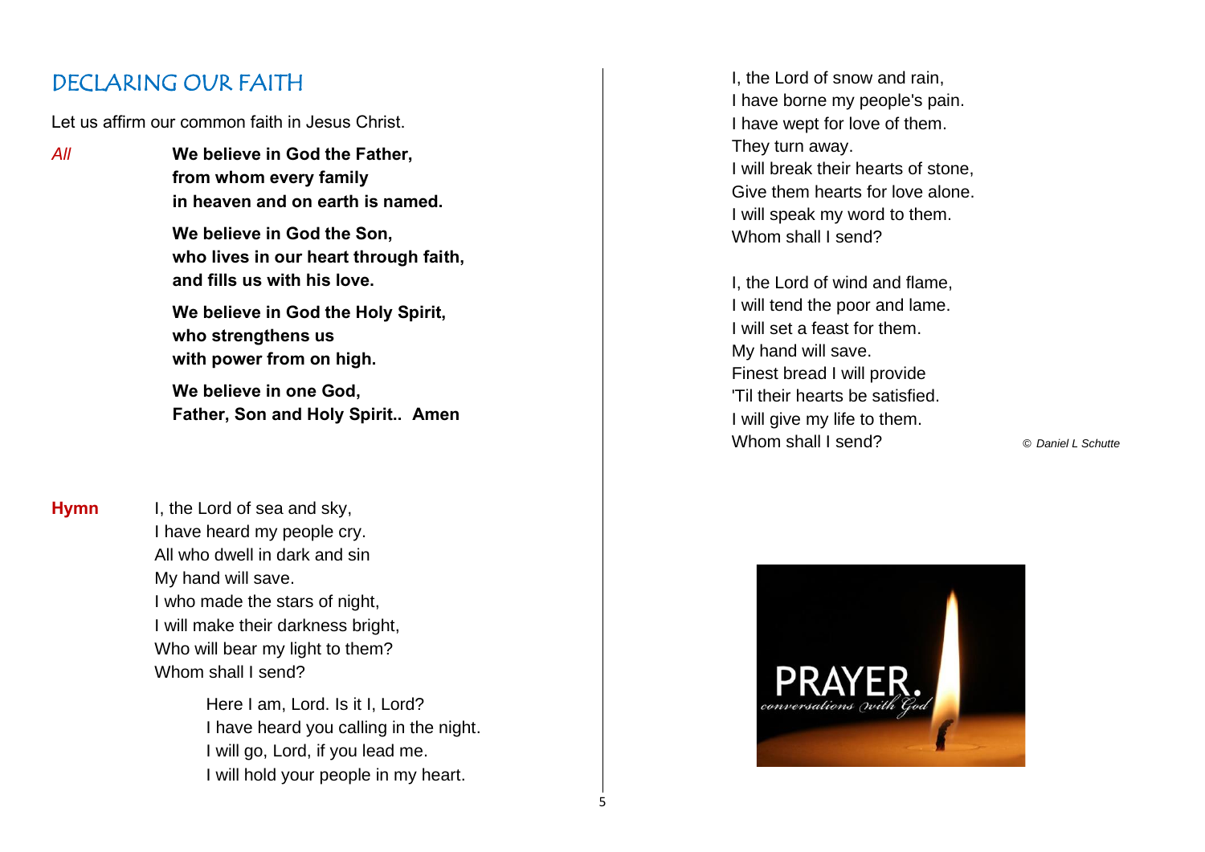## DECLARING OUR FAITH

Let us affirm our common faith in Jesus Christ.

*All* **We believe in God the Father,
from whom every family
in heaven and on earth is named.**

**We believe in God the Son,
who lives in our heart through faith,
and fills us with his love.**

**We believe in God the Holy Spirit,
who strengthens us
with power from on high.**

**We believe in one God,
Father, Son and Holy Spirit.. Amen**

**Hymn** I, the Lord of sea and sky,
I have heard my people cry.
All who dwell in dark and sin
My hand will save.
I who made the stars of night,
I will make their darkness bright,
Who will bear my light to them?
Whom shall I send?

> Here I am, Lord. Is it I, Lord?
> I have heard you calling in the night.
> I will go, Lord, if you lead me.
> I will hold your people in my heart.

I, the Lord of snow and rain,
I have borne my people's pain.
I have wept for love of them.
They turn away.
I will break their hearts of stone,
Give them hearts for love alone.
I will speak my word to them.
Whom shall I send?

I, the Lord of wind and flame,
I will tend the poor and lame.
I will set a feast for them.
My hand will save.
Finest bread I will provide
'Til their hearts be satisfied.
I will give my life to them.
Whom shall I send?

*© Daniel L Schutte*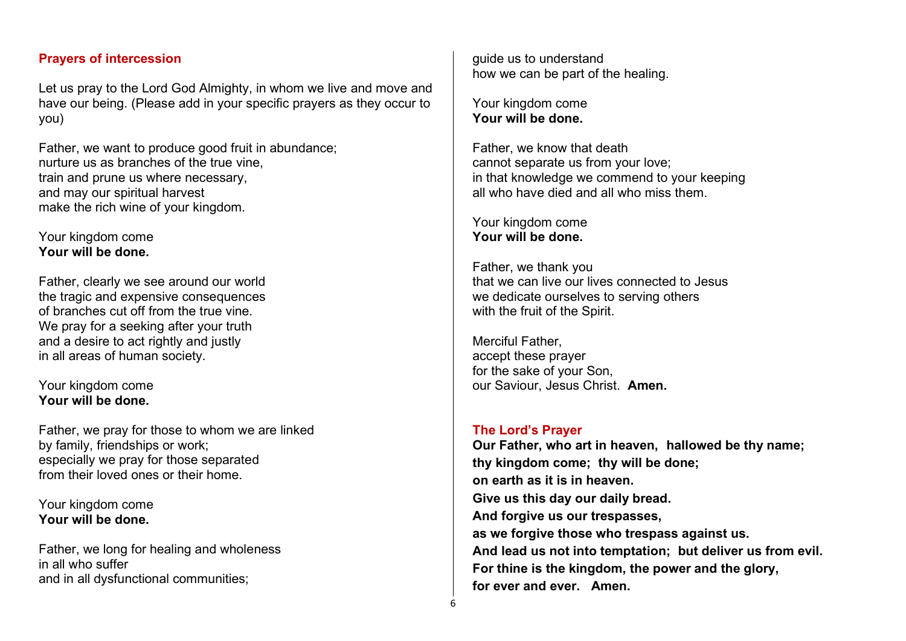## Prayers of intercession

Let us pray to the Lord God Almighty, in whom we live and move and have our being. (Please add in your specific prayers as they occur to you)

Father, we want to produce good fruit in abundance;  
nurture us as branches of the true vine,  
train and prune us where necessary,  
and may our spiritual harvest  
make the rich wine of your kingdom.

Your kingdom come  
**Your will be done.**

Father, clearly we see around our world  
the tragic and expensive consequences  
of branches cut off from the true vine.  
We pray for a seeking after your truth  
and a desire to act rightly and justly  
in all areas of human society.

Your kingdom come  
**Your will be done.**

Father, we pray for those to whom we are linked  
by family, friendships or work;  
especially we pray for those separated  
from their loved ones or their home.

Your kingdom come  
**Your will be done.**

Father, we long for healing and wholeness  
in all who suffer  
and in all dysfunctional communities;  
guide us to understand  
how we can be part of the healing.

Your kingdom come  
**Your will be done.**

Father, we know that death  
cannot separate us from your love;  
in that knowledge we commend to your keeping  
all who have died and all who miss them.

Your kingdom come  
**Your will be done.**

Father, we thank you  
that we can live our lives connected to Jesus  
we dedicate ourselves to serving others  
with the fruit of the Spirit.

Merciful Father,  
accept these prayer  
for the sake of your Son,  
our Saviour, Jesus Christ. **Amen.**

## The Lord's Prayer

**Our Father, who art in heaven, hallowed be thy name;**  
**thy kingdom come; thy will be done;**  
**on earth as it is in heaven.**  
**Give us this day our daily bread.**  
**And forgive us our trespasses,**  
**as we forgive those who trespass against us.**  
**And lead us not into temptation; but deliver us from evil.**  
**For thine is the kingdom, the power and the glory,**  
**for ever and ever. Amen.**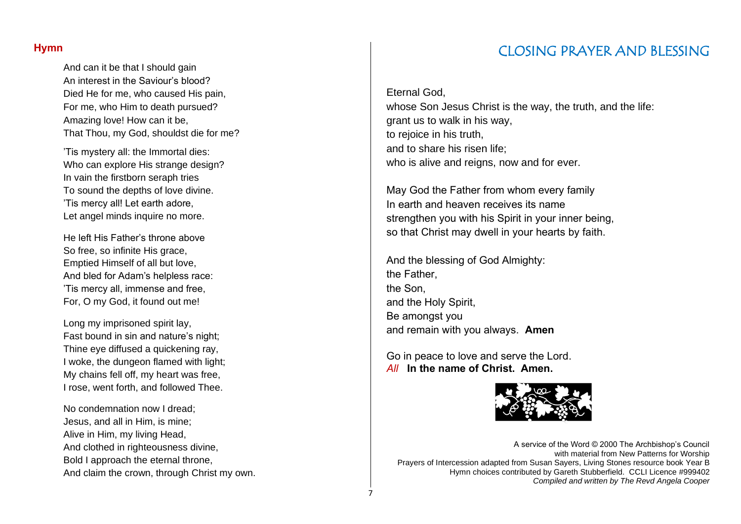### Hymn

And can it be that I should gain
An interest in the Saviour's blood?
Died He for me, who caused His pain,
For me, who Him to death pursued?
Amazing love! How can it be,
That Thou, my God, shouldst die for me?

'Tis mystery all: the Immortal dies:
Who can explore His strange design?
In vain the firstborn seraph tries
To sound the depths of love divine.
'Tis mercy all! Let earth adore,
Let angel minds inquire no more.

He left His Father's throne above
So free, so infinite His grace,
Emptied Himself of all but love,
And bled for Adam's helpless race:
'Tis mercy all, immense and free,
For, O my God, it found out me!

Long my imprisoned spirit lay,
Fast bound in sin and nature's night;
Thine eye diffused a quickening ray,
I woke, the dungeon flamed with light;
My chains fell off, my heart was free,
I rose, went forth, and followed Thee.

No condemnation now I dread;
Jesus, and all in Him, is mine;
Alive in Him, my living Head,
And clothed in righteousness divine,
Bold I approach the eternal throne,
And claim the crown, through Christ my own.

## CLOSING PRAYER AND BLESSING

Eternal God,
whose Son Jesus Christ is the way, the truth, and the life:
grant us to walk in his way,
to rejoice in his truth,
and to share his risen life;
who is alive and reigns, now and for ever.

May God the Father from whom every family
In earth and heaven receives its name
strengthen you with his Spirit in your inner being,
so that Christ may dwell in your hearts by faith.

And the blessing of God Almighty:
the Father,
the Son,
and the Holy Spirit,
Be amongst you
and remain with you always. **Amen**

Go in peace to love and serve the Lord.
*All* **In the name of Christ. Amen.**

A service of the Word © 2000 The Archbishop's Council
with material from New Patterns for Worship
Prayers of Intercession adapted from Susan Sayers, Living Stones resource book Year B
Hymn choices contributed by Gareth Stubberfield. CCLI Licence #999402
*Compiled and written by The Revd Angela Cooper*